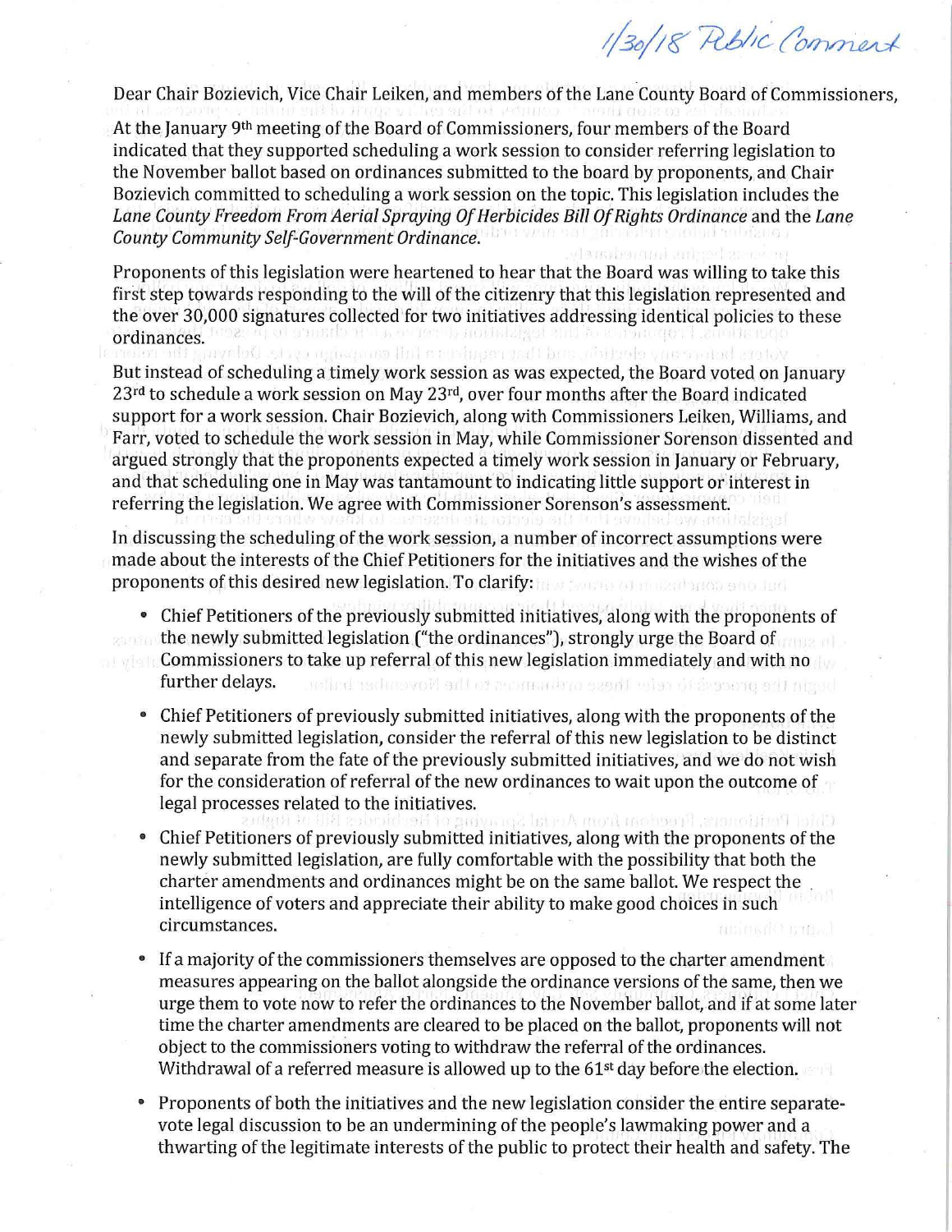*1/30/18 Public Comment*

Dear Chair Bozievich, Vice Chair Leiken, and members of the Lane County Board of Commissioners,

At the January 9th meeting of the Board of Commissioners, four members of the Board indicated that they supported scheduling a work session to consider referring legislation to the November ballot based on ordinances submitted to the board by proponents, and Chair Bozievich committed to scheduling a work session on the topic. This legislation includes the *Lane County Freedom From Aerial Spraying Of Herbicides Bill Of Rights Ordinance* and the *Lane County Community Self-Government Ordinance.*

Proponents of this legislation were heartened to hear that the Board was willing to take this first step towards responding to the will of the citizenry that this legislation represented and the over 30,000 signatures collected for two initiatives addressing identical policies to these ordinances.

But instead of scheduling a timely work session as was expected, the Board voted on January 23rd to schedule a work session on May 23rd, over four months after the Board indicated support for a work session. Chair Bozievich, along with Commissioners Leiken, Williams, and Farr, voted to schedule the work session in May, while Commissioner Sorenson dissented and argued strongly that the proponents expected a timely work session in January or February, and that scheduling one in May was tantamount to indicating little support or interest in referring the legislation. We agree with Commissioner Sorenson's assessment.

In discussing the scheduling of the work session, a number of incorrect assumptions were made about the interests of the Chief Petitioners for the initiatives and the wishes of the proponents of this desired new legislation. To clarify:

- Chief Petitioners of the previously submitted initiatives, along with the proponents of the newly submitted legislation ("the ordinances"), strongly urge the Board of Commissioners to take up referral of this new legislation immediately and with no further delays.
- Chief Petitioners of previously submitted initiatives, along with the proponents of the newly submitted legislation, consider the referral of this new legislation to be distinct and separate from the fate of the previously submitted initiatives, and we do not wish for the consideration of referral of the new ordinances to wait upon the outcome of legal processes related to the initiatives.
- Chief Petitioners of previously submitted initiatives, along with the proponents of the newly submitted legislation, are fully comfortable with the possibility that both the charter amendments and ordinances might be on the same ballot. We respect the intelligence of voters and appreciate their ability to make good choices in such circumstances.
- If a majority of the commissioners themselves are opposed to the charter amendment measures appearing on the ballot alongside the ordinance versions of the same, then we urge them to vote now to refer the ordinances to the November ballot, and if at some later time the charter amendments are cleared to be placed on the ballot, proponents will not object to the commissioners voting to withdraw the referral of the ordinances. Withdrawal of a referred measure is allowed up to the 61st day before the election.
- Proponents of both the initiatives and the new legislation consider the entire separate-vote legal discussion to be an undermining of the people's lawmaking power and a thwarting of the legitimate interests of the public to protect their health and safety. The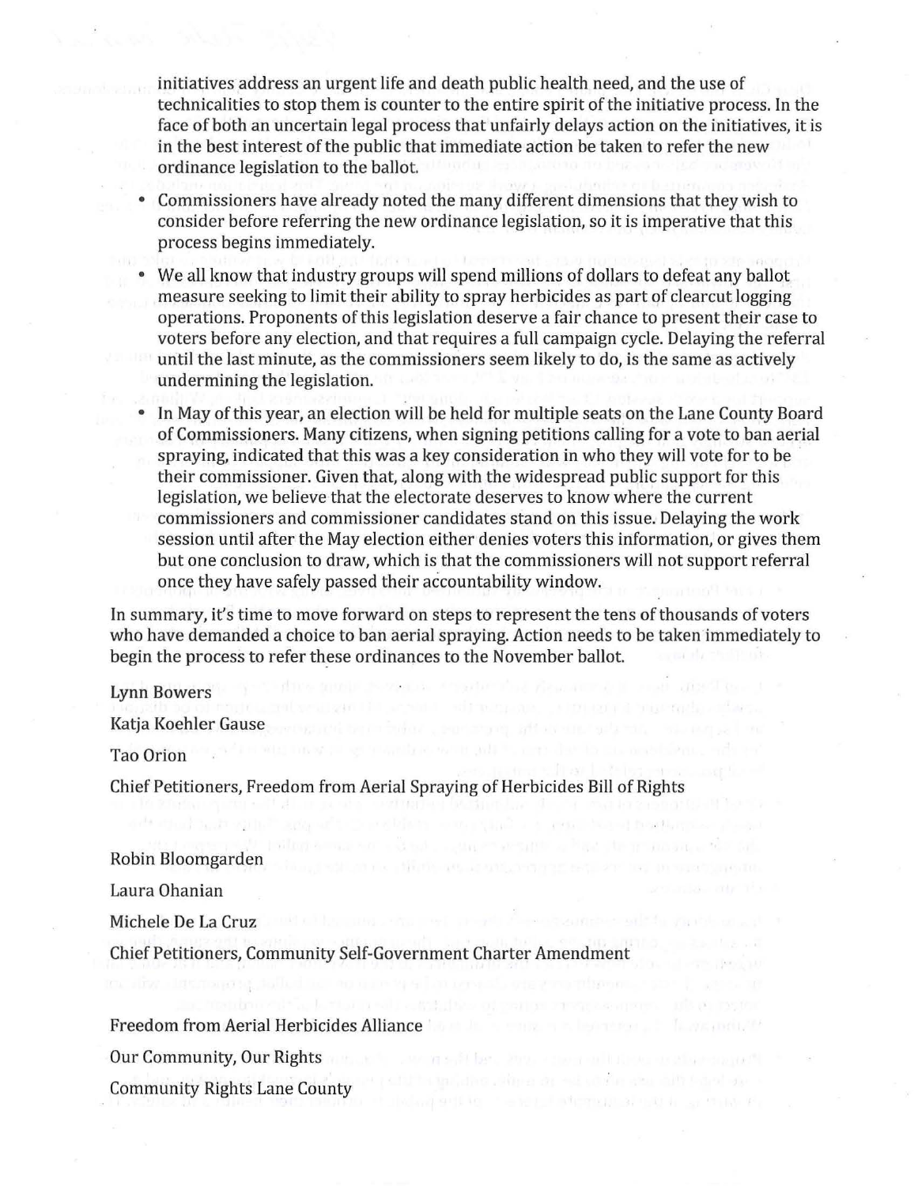initiatives address an urgent life and death public health need, and the use of technicalities to stop them is counter to the entire spirit of the initiative process. In the face of both an uncertain legal process that unfairly delays action on the initiatives, it is in the best interest of the public that immediate action be taken to refer the new ordinance legislation to the ballot.

- Commissioners have already noted the many different dimensions that they wish to consider before referring the new ordinance legislation, so it is imperative that this process begins immediately.
- We all know that industry groups will spend millions of dollars to defeat any ballot measure seeking to limit their ability to spray herbicides as part of clearcut logging operations. Proponents of this legislation deserve a fair chance to present their case to voters before any election, and that requires a full campaign cycle. Delaying the referral until the last minute, as the commissioners seem likely to do, is the same as actively undermining the legislation.
- In May of this year, an election will be held for multiple seats on the Lane County Board of Commissioners. Many citizens, when signing petitions calling for a vote to ban aerial spraying, indicated that this was a key consideration in who they will vote for to be their commissioner. Given that, along with the widespread public support for this legislation, we believe that the electorate deserves to know where the current commissioners and commissioner candidates stand on this issue. Delaying the work session until after the May election either denies voters this information, or gives them but one conclusion to draw, which is that the commissioners will not support referral once they have safely passed their accountability window.

In summary, it's time to move forward on steps to represent the tens of thousands of voters who have demanded a choice to ban aerial spraying. Action needs to be taken immediately to begin the process to refer these ordinances to the November ballot.

Lynn Bowers

Katja Koehler Gause

Tao Orion

Chief Petitioners, Freedom from Aerial Spraying of Herbicides Bill of Rights

Robin Bloomgarden

Laura Ohanian

Michele De La Cruz

Chief Petitioners, Community Self-Government Charter Amendment

Freedom from Aerial Herbicides Alliance

Our Community, Our Rights

Community Rights Lane County